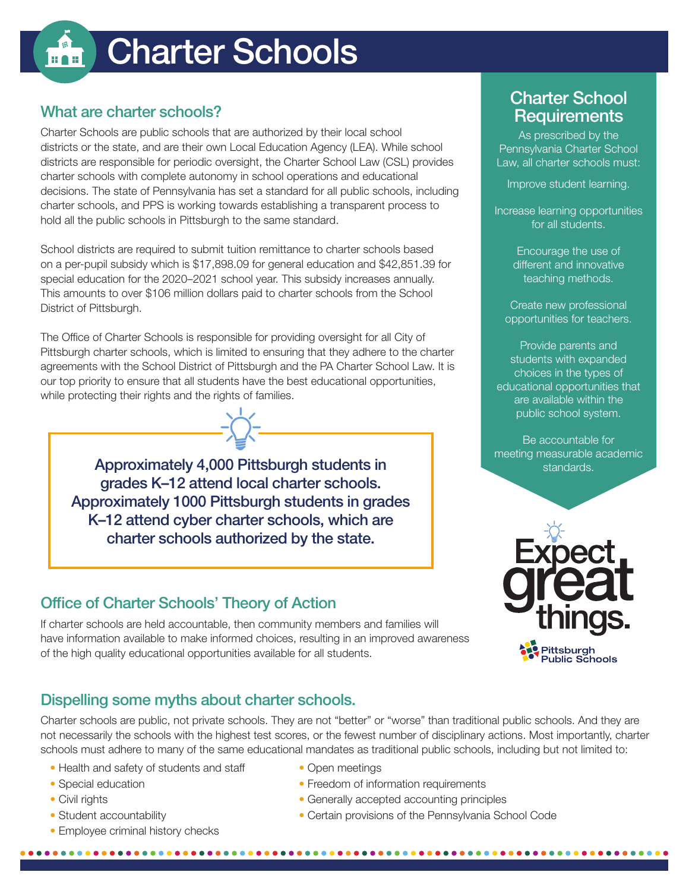# Charter Schools

## What are charter schools?

Charter Schools are public schools that are authorized by their local school districts or the state, and are their own Local Education Agency (LEA). While school districts are responsible for periodic oversight, the Charter School Law (CSL) provides charter schools with complete autonomy in school operations and educational decisions. The state of Pennsylvania has set a standard for all public schools, including charter schools, and PPS is working towards establishing a transparent process to hold all the public schools in Pittsburgh to the same standard.

School districts are required to submit tuition remittance to charter schools based on a per-pupil subsidy which is $17,898.09 for general education and $42,851.39 for special education for the 2020–2021 school year. This subsidy increases annually. This amounts to over $106 million dollars paid to charter schools from the School District of Pittsburgh.

The Office of Charter Schools is responsible for providing oversight for all City of Pittsburgh charter schools, which is limited to ensuring that they adhere to the charter agreements with the School District of Pittsburgh and the PA Charter School Law. It is our top priority to ensure that all students have the best educational opportunities, while protecting their rights and the rights of families.

**Approximately 4,000 Pittsburgh students in grades K–12 attend local charter schools. Approximately 1000 Pittsburgh students in grades K–12 attend cyber charter schools, which are charter schools authorized by the state.**

## Office of Charter Schools' Theory of Action

If charter schools are held accountable, then community members and families will have information available to make informed choices, resulting in an improved awareness of the high quality educational opportunities available for all students.

## Charter School Requirements

As prescribed by the Pennsylvania Charter School Law, all charter schools must:

Improve student learning.

Increase learning opportunities for all students.

Encourage the use of different and innovative teaching methods.

Create new professional opportunities for teachers.

Provide parents and students with expanded choices in the types of educational opportunities that are available within the public school system.

Be accountable for meeting measurable academic standards.

Expect great things.

Pittsburgh Public Schools

## Dispelling some myths about charter schools.

Charter schools are public, not private schools. They are not "better" or "worse" than traditional public schools. And they are not necessarily the schools with the highest test scores, or the fewest number of disciplinary actions. Most importantly, charter schools must adhere to many of the same educational mandates as traditional public schools, including but not limited to:

- Health and safety of students and staff
- Special education
- Civil rights
- Student accountability
- Employee criminal history checks
- Open meetings
- Freedom of information requirements
- Generally accepted accounting principles
- Certain provisions of the Pennsylvania School Code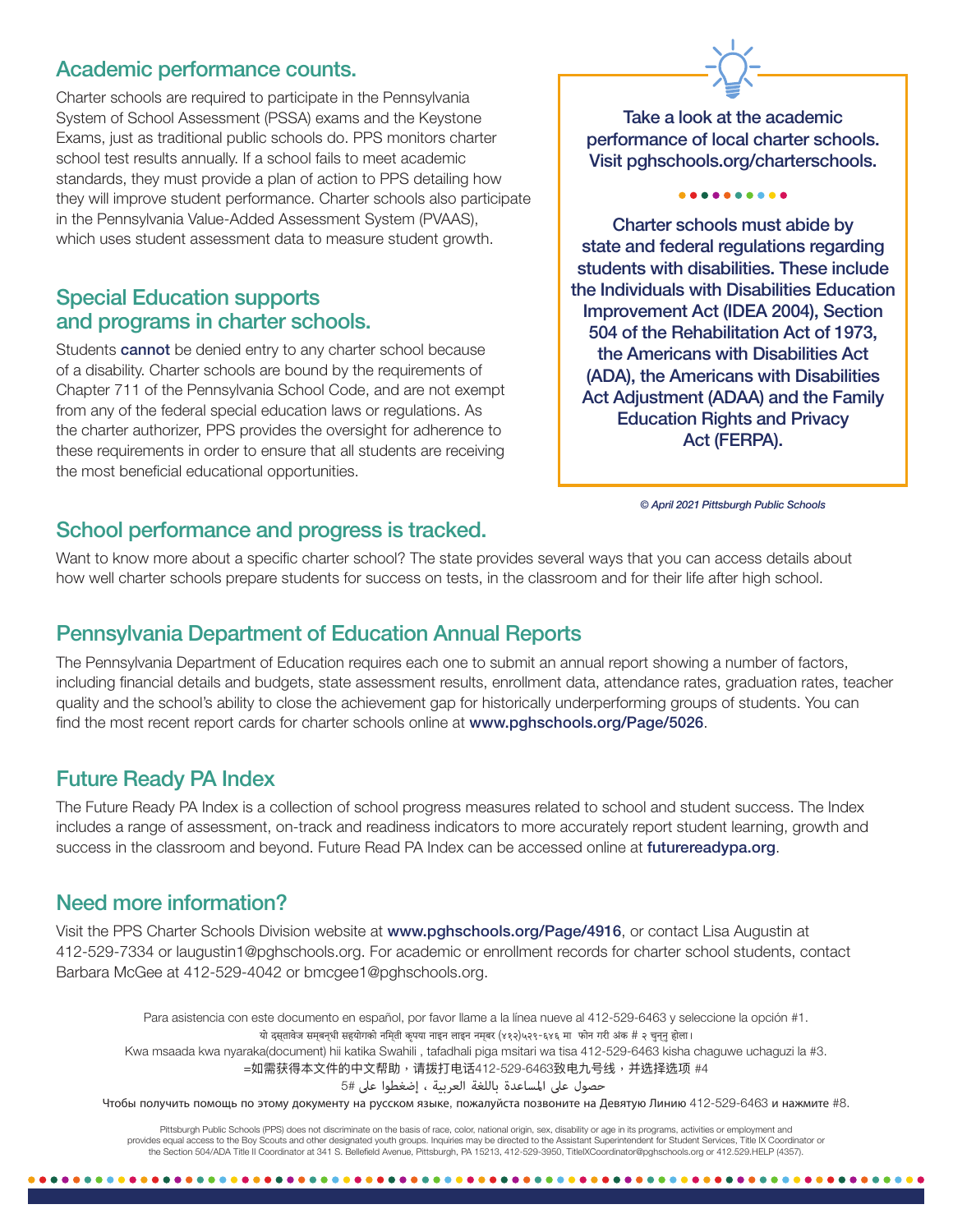## Academic performance counts.

Charter schools are required to participate in the Pennsylvania System of School Assessment (PSSA) exams and the Keystone Exams, just as traditional public schools do. PPS monitors charter school test results annually. If a school fails to meet academic standards, they must provide a plan of action to PPS detailing how they will improve student performance. Charter schools also participate in the Pennsylvania Value-Added Assessment System (PVAAS), which uses student assessment data to measure student growth.

## Special Education supports and programs in charter schools.

Students **cannot** be denied entry to any charter school because of a disability. Charter schools are bound by the requirements of Chapter 711 of the Pennsylvania School Code, and are not exempt from any of the federal special education laws or regulations. As the charter authorizer, PPS provides the oversight for adherence to these requirements in order to ensure that all students are receiving the most beneficial educational opportunities.

**Take a look at the academic performance of local charter schools. Visit pghschools.org/charterschools.**

**Charter schools must abide by state and federal regulations regarding students with disabilities. These include the Individuals with Disabilities Education Improvement Act (IDEA 2004), Section 504 of the Rehabilitation Act of 1973, the Americans with Disabilities Act (ADA), the Americans with Disabilities Act Adjustment (ADAA) and the Family Education Rights and Privacy Act (FERPA).**

*© April 2021 Pittsburgh Public Schools*

## School performance and progress is tracked.

Want to know more about a specific charter school? The state provides several ways that you can access details about how well charter schools prepare students for success on tests, in the classroom and for their life after high school.

## Pennsylvania Department of Education Annual Reports

The Pennsylvania Department of Education requires each one to submit an annual report showing a number of factors, including financial details and budgets, state assessment results, enrollment data, attendance rates, graduation rates, teacher quality and the school's ability to close the achievement gap for historically underperforming groups of students. You can find the most recent report cards for charter schools online at **www.pghschools.org/Page/5026**.

## Future Ready PA Index

The Future Ready PA Index is a collection of school progress measures related to school and student success. The Index includes a range of assessment, on-track and readiness indicators to more accurately report student learning, growth and success in the classroom and beyond. Future Read PA Index can be accessed online at **futurereadypa.org**.

## Need more information?

Visit the PPS Charter Schools Division website at **www.pghschools.org/Page/4916**, or contact Lisa Augustin at 412-529-7334 or laugustin1@pghschools.org. For academic or enrollment records for charter school students, contact Barbara McGee at 412-529-4042 or bmcgee1@pghschools.org.

Para asistencia con este documento en español, por favor llame a la línea nueve al 412-529-6463 y seleccione la opción #1.

यो दस्तावेज सम्बन्धी सहयोगको नम्ति कृपया नाइन लाइन नम्बर (४१२)५२९-६४६ मा फोन गरी अंक # २ चुन्नु होला।

Kwa msaada kwa nyaraka(document) hii katika Swahili , tafadhali piga msitari wa tisa 412-529-6463 kisha chaguwe uchaguzi la #3.

=如需获得本文件的中文帮助，请拨打电话412-529-6463致电九号线，并选择选项 #4

حصول على المساعدة باللغة العربية ، إضغطوا على #5

Чтобы получить помощь по этому документу на русском языке, пожалуйста позвоните на Девятую Линию 412-529-6463 и нажмите #8.

Pittsburgh Public Schools (PPS) does not discriminate on the basis of race, color, national origin, sex, disability or age in its programs, activities or employment and provides equal access to the Boy Scouts and other designated youth groups. Inquiries may be directed to the Assistant Superintendent for Student Services, Title IX Coordinator or the Section 504/ADA Title II Coordinator at 341 S. Bellefield Avenue, Pittsburgh, PA 15213, 412-529-3950, TitleIXCoordinator@pghschools.org or 412.529.HELP (4357).